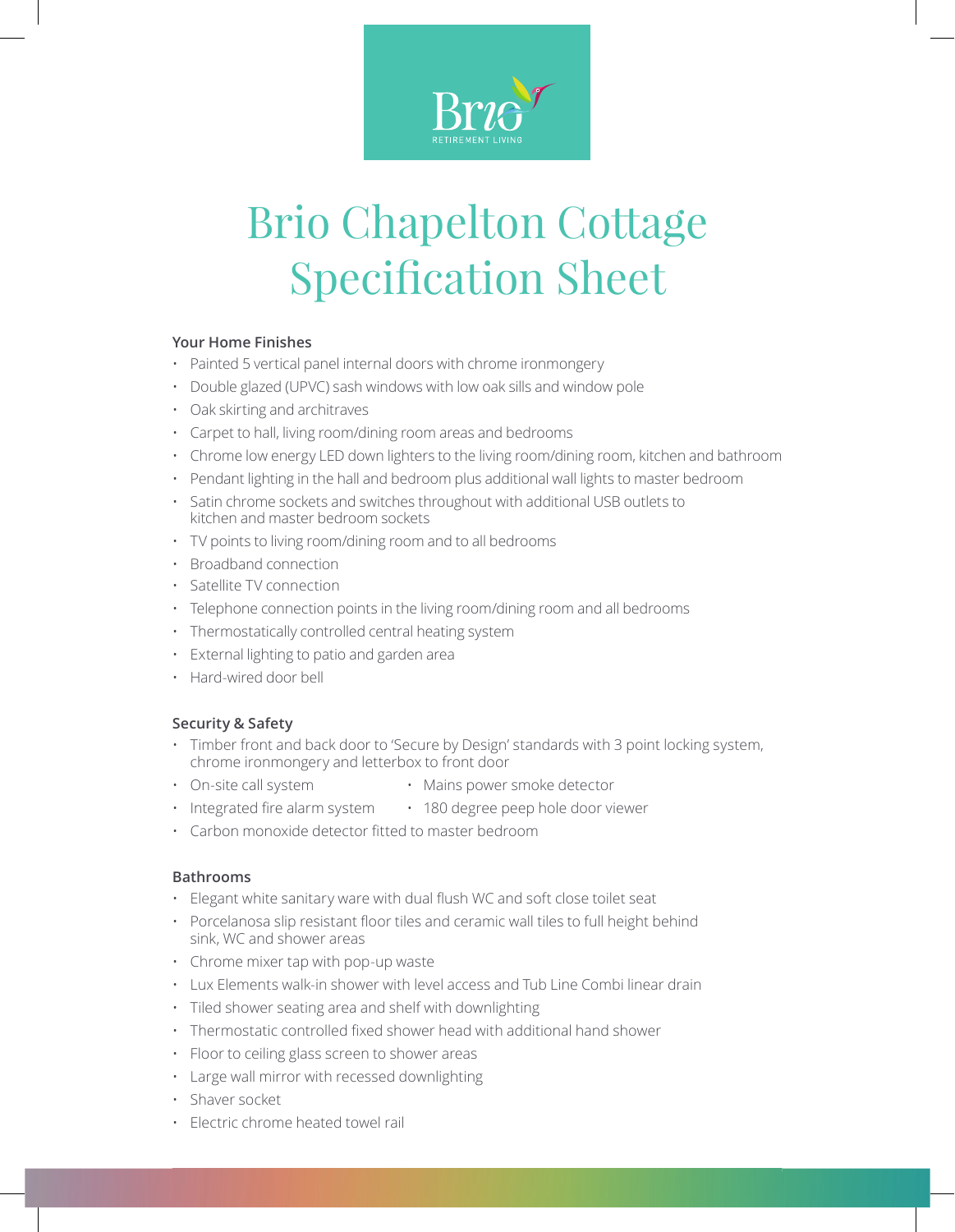Brio

RETIREMENT LIVING

# Brio Chapelton Cottage Specification Sheet

### Your Home Finishes

- Painted 5 vertical panel internal doors with chrome ironmongery
- Double glazed (UPVC) sash windows with low oak sills and window pole
- Oak skirting and architraves
- Carpet to hall, living room/dining room areas and bedrooms
- Chrome low energy LED down lighters to the living room/dining room, kitchen and bathroom
- Pendant lighting in the hall and bedroom plus additional wall lights to master bedroom
- Satin chrome sockets and switches throughout with additional USB outlets to kitchen and master bedroom sockets
- TV points to living room/dining room and to all bedrooms
- Broadband connection
- Satellite TV connection
- Telephone connection points in the living room/dining room and all bedrooms
- Thermostatically controlled central heating system
- External lighting to patio and garden area
- Hard-wired door bell

### Security & Safety

- Timber front and back door to 'Secure by Design' standards with 3 point locking system, chrome ironmongery and letterbox to front door
- On-site call system
- Mains power smoke detector
- Integrated fire alarm system
- 180 degree peep hole door viewer
- Carbon monoxide detector fitted to master bedroom

### Bathrooms

- Elegant white sanitary ware with dual flush WC and soft close toilet seat
- Porcelanosa slip resistant floor tiles and ceramic wall tiles to full height behind sink, WC and shower areas
- Chrome mixer tap with pop-up waste
- Lux Elements walk-in shower with level access and Tub Line Combi linear drain
- Tiled shower seating area and shelf with downlighting
- Thermostatic controlled fixed shower head with additional hand shower
- Floor to ceiling glass screen to shower areas
- Large wall mirror with recessed downlighting
- Shaver socket
- Electric chrome heated towel rail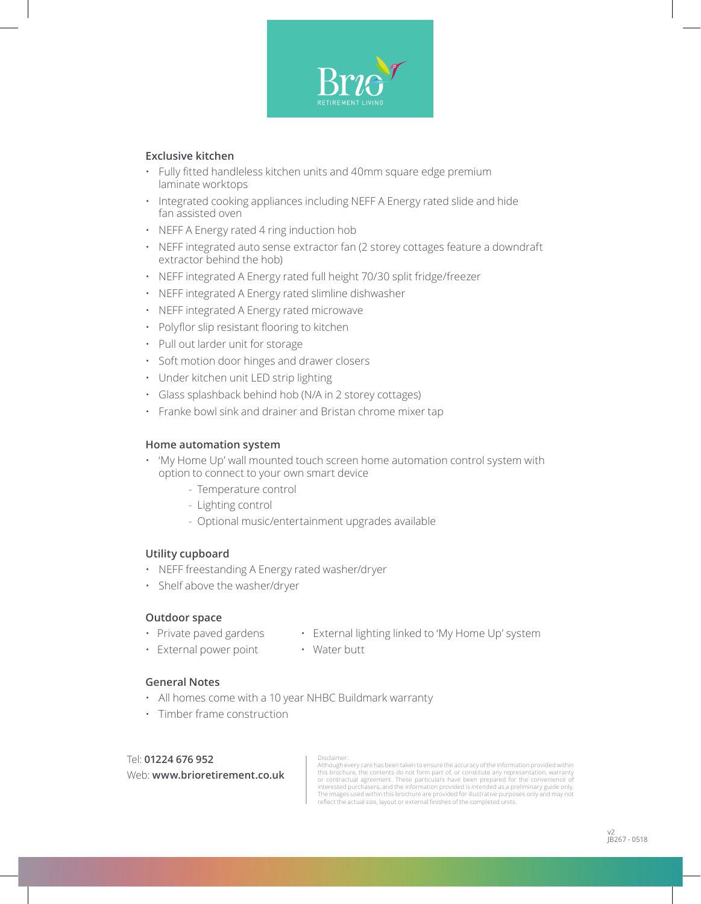## Exclusive kitchen

- Fully fitted handleless kitchen units and 40mm square edge premium laminate worktops
- Integrated cooking appliances including NEFF A Energy rated slide and hide fan assisted oven
- NEFF A Energy rated 4 ring induction hob
- NEFF integrated auto sense extractor fan (2 storey cottages feature a downdraft extractor behind the hob)
- NEFF integrated A Energy rated full height 70/30 split fridge/freezer
- NEFF integrated A Energy rated slimline dishwasher
- NEFF integrated A Energy rated microwave
- Polyflor slip resistant flooring to kitchen
- Pull out larder unit for storage
- Soft motion door hinges and drawer closers
- Under kitchen unit LED strip lighting
- Glass splashback behind hob (N/A in 2 storey cottages)
- Franke bowl sink and drainer and Bristan chrome mixer tap

## Home automation system

- 'My Home Up' wall mounted touch screen home automation control system with option to connect to your own smart device
  - Temperature control
  - Lighting control
  - Optional music/entertainment upgrades available

## Utility cupboard

- NEFF freestanding A Energy rated washer/dryer
- Shelf above the washer/dryer

## Outdoor space

- Private paved gardens
- External power point
- External lighting linked to 'My Home Up' system
- Water butt

## General Notes

- All homes come with a 10 year NHBC Buildmark warranty
- Timber frame construction

Tel: **01224 676 952**
Web: **www.brioretirement.co.uk**

Disclaimer:
Although every care has been taken to ensure the accuracy of the information provided within this brochure, the contents do not form part of, or constitute any representation, warranty or contractual agreement. These particulars have been prepared for the convenience of interested purchasers, and the information provided is intended as a preliminary guide only. The images used within this brochure are provided for illustrative purposes only and may not reflect the actual size, layout or external finishes of the completed units.

v2
JB267 - 0518